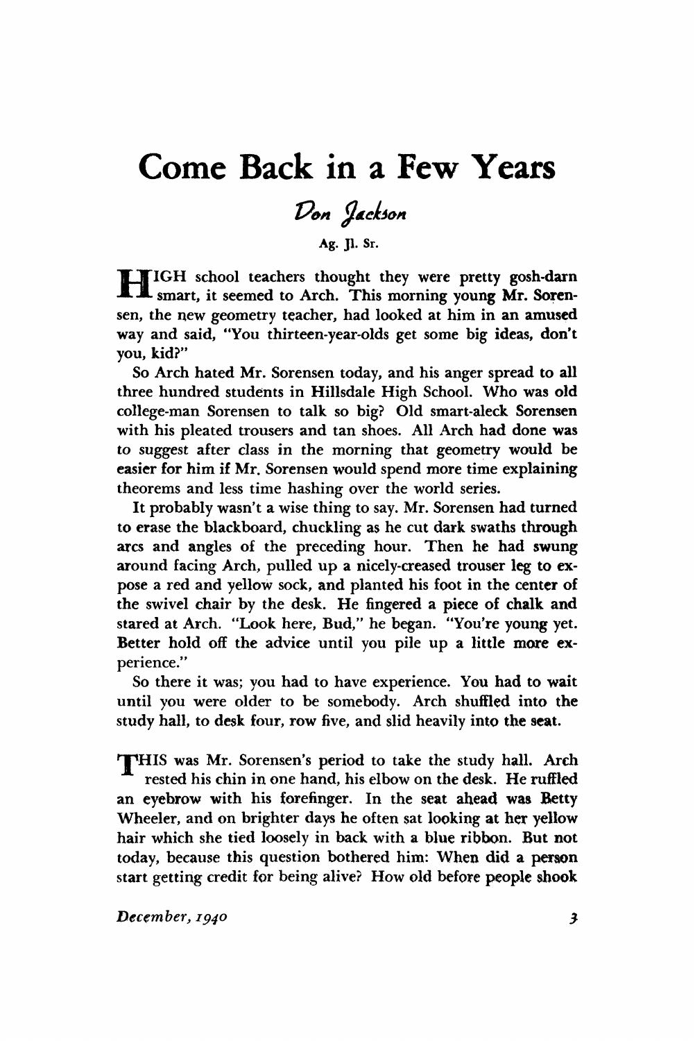# Come Back in a Few Years

*Don Jackson*

Ag. Jl. Sr.

HIGH school teachers thought they were pretty gosh-darn smart, it seemed to Arch. This morning young Mr. Sorensen, the new geometry teacher, had looked at him in an amused way and said, "You thirteen-year-olds get some big ideas, don't you, kid?"

So Arch hated Mr. Sorensen today, and his anger spread to all three hundred students in Hillsdale High School. Who was old college-man Sorensen to talk so big? Old smart-aleck Sorensen with his pleated trousers and tan shoes. All Arch had done was to suggest after class in the morning that geometry would be easier for him if Mr. Sorensen would spend more time explaining theorems and less time hashing over the world series.

It probably wasn't a wise thing to say. Mr. Sorensen had turned to erase the blackboard, chuckling as he cut dark swaths through arcs and angles of the preceding hour. Then he had swung around facing Arch, pulled up a nicely-creased trouser leg to expose a red and yellow sock, and planted his foot in the center of the swivel chair by the desk. He fingered a piece of chalk and stared at Arch. "Look here, Bud," he began. "You're young yet. Better hold off the advice until you pile up a little more experience."

So there it was; you had to have experience. You had to wait until you were older to be somebody. Arch shuffled into the study hall, to desk four, row five, and slid heavily into the seat.

THIS was Mr. Sorensen's period to take the study hall. Arch rested his chin in one hand, his elbow on the desk. He ruffled an eyebrow with his forefinger. In the seat ahead was Betty Wheeler, and on brighter days he often sat looking at her yellow hair which she tied loosely in back with a blue ribbon. But not today, because this question bothered him: When did a person start getting credit for being alive? How old before people shook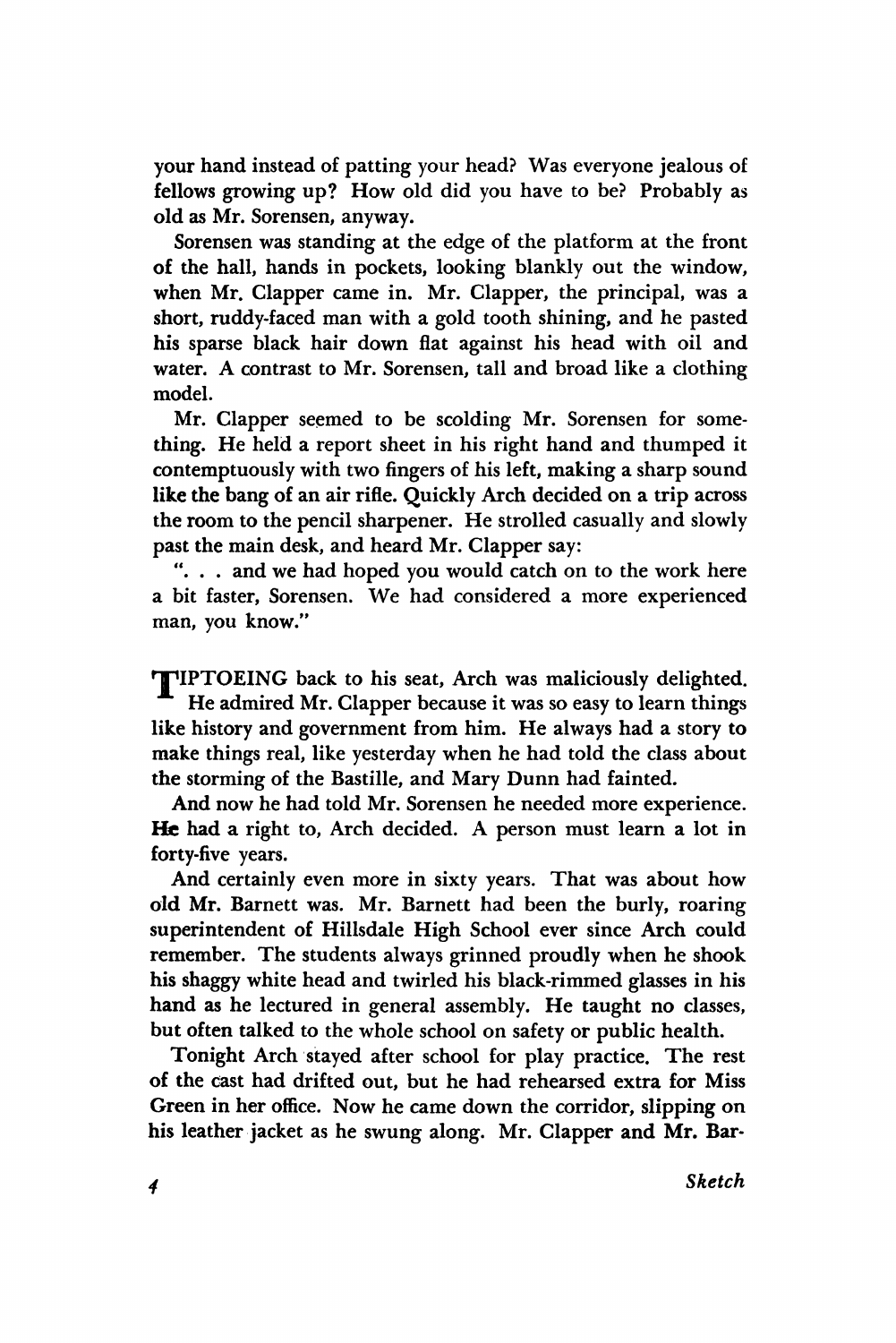your hand instead of patting your head? Was everyone jealous of fellows growing up? How old did you have to be? Probably as old as Mr. Sorensen, anyway.

Sorensen was standing at the edge of the platform at the front of the hall, hands in pockets, looking blankly out the window, when Mr. Clapper came in. Mr. Clapper, the principal, was a short, ruddy-faced man with a gold tooth shining, and he pasted his sparse black hair down flat against his head with oil and water. A contrast to Mr. Sorensen, tall and broad like a clothing model.

Mr. Clapper seemed to be scolding Mr. Sorensen for something. He held a report sheet in his right hand and thumped it contemptuously with two fingers of his left, making a sharp sound like the bang of an air rifle. Quickly Arch decided on a trip across the room to the pencil sharpener. He strolled casually and slowly past the main desk, and heard Mr. Clapper say:

". . . and we had hoped you would catch on to the work here a bit faster, Sorensen. We had considered a more experienced man, you know."

TIPTOEING back to his seat, Arch was maliciously delighted. He admired Mr. Clapper because it was so easy to learn things like history and government from him. He always had a story to make things real, like yesterday when he had told the class about the storming of the Bastille, and Mary Dunn had fainted.

And now he had told Mr. Sorensen he needed more experience. He had a right to, Arch decided. A person must learn a lot in forty-five years.

And certainly even more in sixty years. That was about how old Mr. Barnett was. Mr. Barnett had been the burly, roaring superintendent of Hillsdale High School ever since Arch could remember. The students always grinned proudly when he shook his shaggy white head and twirled his black-rimmed glasses in his hand as he lectured in general assembly. He taught no classes, but often talked to the whole school on safety or public health.

Tonight Arch stayed after school for play practice. The rest of the cast had drifted out, but he had rehearsed extra for Miss Green in her office. Now he came down the corridor, slipping on his leather jacket as he swung along. Mr. Clapper and Mr. Bar-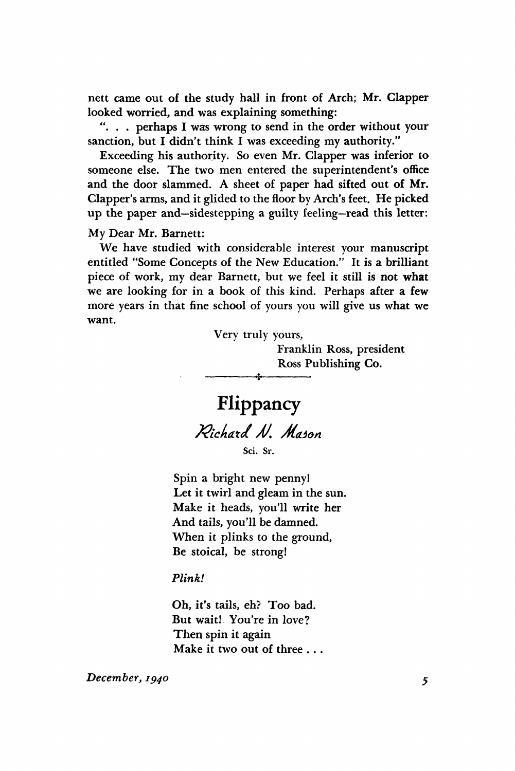nett came out of the study hall in front of Arch; Mr. Clapper looked worried, and was explaining something:

". . . perhaps I was wrong to send in the order without your sanction, but I didn't think I was exceeding my authority."

Exceeding his authority. So even Mr. Clapper was inferior to someone else. The two men entered the superintendent's office and the door slammed. A sheet of paper had sifted out of Mr. Clapper's arms, and it glided to the floor by Arch's feet. He picked up the paper and—sidestepping a guilty feeling—read this letter:

My Dear Mr. Barnett:

We have studied with considerable interest your manuscript entitled "Some Concepts of the New Education." It is a brilliant piece of work, my dear Barnett, but we feel it still is not what we are looking for in a book of this kind. Perhaps after a few more years in that fine school of yours you will give us what we want.

Very truly yours,
Franklin Ross, president
Ross Publishing Co.

---

# Flippancy

*Richard N. Mason*

Sci. Sr.

Spin a bright new penny!
Let it twirl and gleam in the sun.
Make it heads, you'll write her
And tails, you'll be damned.
When it plinks to the ground,
Be stoical, be strong!

*Plink!*

Oh, it's tails, eh? Too bad.
But wait! You're in love?
Then spin it again
Make it two out of three . . .

*December, 1940*